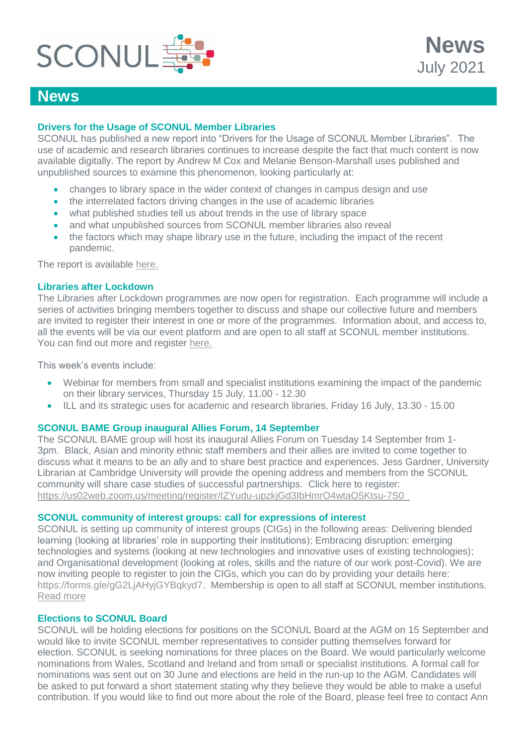SCONUL

# News

July 2021

## News

### Drivers for the Usage of SCONUL Member Libraries

SCONUL has published a new report into "Drivers for the Usage of SCONUL Member Libraries". The use of academic and research libraries continues to increase despite the fact that much content is now available digitally. The report by Andrew M Cox and Melanie Benson-Marshall uses published and unpublished sources to examine this phenomenon, looking particularly at:

- changes to library space in the wider context of changes in campus design and use
- the interrelated factors driving changes in the use of academic libraries
- what published studies tell us about trends in the use of library space
- and what unpublished sources from SCONUL member libraries also reveal
- the factors which may shape library use in the future, including the impact of the recent pandemic.

The report is available here.

### Libraries after Lockdown

The Libraries after Lockdown programmes are now open for registration. Each programme will include a series of activities bringing members together to discuss and shape our collective future and members are invited to register their interest in one or more of the programmes. Information about, and access to, all the events will be via our event platform and are open to all staff at SCONUL member institutions. You can find out more and register here.

This week's events include:

- Webinar for members from small and specialist institutions examining the impact of the pandemic on their library services, Thursday 15 July, 11.00 - 12.30
- ILL and its strategic uses for academic and research libraries, Friday 16 July, 13.30 - 15.00

### SCONUL BAME Group inaugural Allies Forum, 14 September

The SCONUL BAME group will host its inaugural Allies Forum on Tuesday 14 September from 1-3pm. Black, Asian and minority ethnic staff members and their allies are invited to come together to discuss what it means to be an ally and to share best practice and experiences. Jess Gardner, University Librarian at Cambridge University will provide the opening address and members from the SCONUL community will share case studies of successful partnerships. Click here to register: https://us02web.zoom.us/meeting/register/tZYudu-upzkjGd3IbHmrO4wtaO5Ktsu-7S0

### SCONUL community of interest groups: call for expressions of interest

SCONUL is setting up community of interest groups (CIGs) in the following areas: Delivering blended learning (looking at libraries' role in supporting their institutions); Embracing disruption: emerging technologies and systems (looking at new technologies and innovative uses of existing technologies); and Organisational development (looking at roles, skills and the nature of our work post-Covid). We are now inviting people to register to join the CIGs, which you can do by providing your details here: https://forms.gle/gG2LjAHyjGYBqkyd7. Membership is open to all staff at SCONUL member institutions. Read more

### Elections to SCONUL Board

SCONUL will be holding elections for positions on the SCONUL Board at the AGM on 15 September and would like to invite SCONUL member representatives to consider putting themselves forward for election. SCONUL is seeking nominations for three places on the Board. We would particularly welcome nominations from Wales, Scotland and Ireland and from small or specialist institutions. A formal call for nominations was sent out on 30 June and elections are held in the run-up to the AGM. Candidates will be asked to put forward a short statement stating why they believe they would be able to make a useful contribution. If you would like to find out more about the role of the Board, please feel free to contact Ann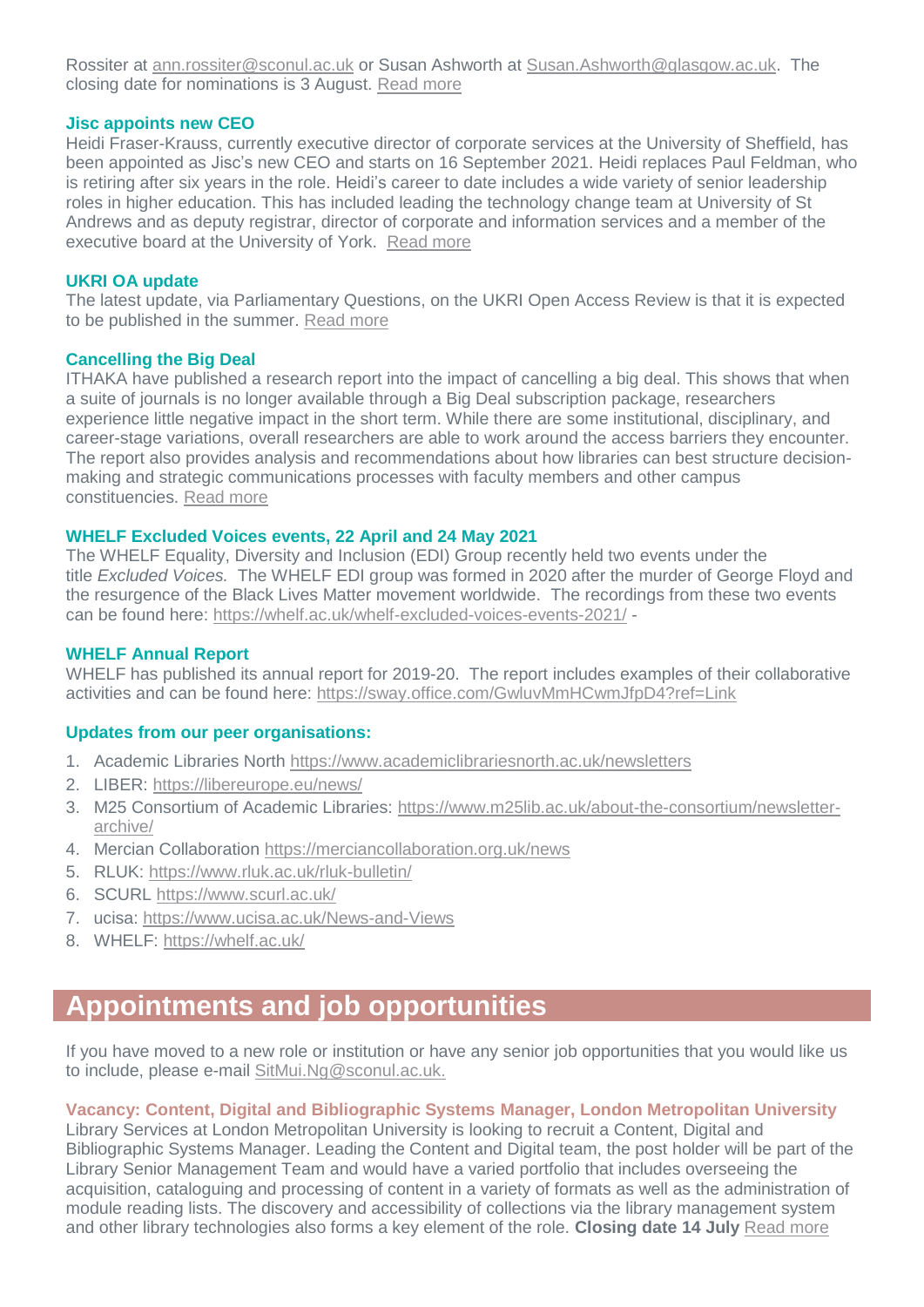Rossiter at ann.rossiter@sconul.ac.uk or Susan Ashworth at Susan.Ashworth@glasgow.ac.uk. The closing date for nominations is 3 August. Read more

### Jisc appoints new CEO

Heidi Fraser-Krauss, currently executive director of corporate services at the University of Sheffield, has been appointed as Jisc's new CEO and starts on 16 September 2021. Heidi replaces Paul Feldman, who is retiring after six years in the role. Heidi's career to date includes a wide variety of senior leadership roles in higher education. This has included leading the technology change team at University of St Andrews and as deputy registrar, director of corporate and information services and a member of the executive board at the University of York. Read more

### UKRI OA update

The latest update, via Parliamentary Questions, on the UKRI Open Access Review is that it is expected to be published in the summer. Read more

### Cancelling the Big Deal

ITHAKA have published a research report into the impact of cancelling a big deal. This shows that when a suite of journals is no longer available through a Big Deal subscription package, researchers experience little negative impact in the short term. While there are some institutional, disciplinary, and career-stage variations, overall researchers are able to work around the access barriers they encounter. The report also provides analysis and recommendations about how libraries can best structure decision-making and strategic communications processes with faculty members and other campus constituencies. Read more

### WHELF Excluded Voices events, 22 April and 24 May 2021

The WHELF Equality, Diversity and Inclusion (EDI) Group recently held two events under the title *Excluded Voices.* The WHELF EDI group was formed in 2020 after the murder of George Floyd and the resurgence of the Black Lives Matter movement worldwide. The recordings from these two events can be found here: https://whelf.ac.uk/whelf-excluded-voices-events-2021/ -

### WHELF Annual Report

WHELF has published its annual report for 2019-20. The report includes examples of their collaborative activities and can be found here: https://sway.office.com/GwluvMmHCwmJfpD4?ref=Link

### Updates from our peer organisations:

1. Academic Libraries North https://www.academiclibrariesnorth.ac.uk/newsletters
2. LIBER: https://libereurope.eu/news/
3. M25 Consortium of Academic Libraries: https://www.m25lib.ac.uk/about-the-consortium/newsletter-archive/
4. Mercian Collaboration https://merciancollaboration.org.uk/news
5. RLUK: https://www.rluk.ac.uk/rluk-bulletin/
6. SCURL https://www.scurl.ac.uk/
7. ucisa: https://www.ucisa.ac.uk/News-and-Views
8. WHELF: https://whelf.ac.uk/

## Appointments and job opportunities

If you have moved to a new role or institution or have any senior job opportunities that you would like us to include, please e-mail SitMui.Ng@sconul.ac.uk.

### Vacancy: Content, Digital and Bibliographic Systems Manager, London Metropolitan University

Library Services at London Metropolitan University is looking to recruit a Content, Digital and Bibliographic Systems Manager. Leading the Content and Digital team, the post holder will be part of the Library Senior Management Team and would have a varied portfolio that includes overseeing the acquisition, cataloguing and processing of content in a variety of formats as well as the administration of module reading lists. The discovery and accessibility of collections via the library management system and other library technologies also forms a key element of the role. **Closing date 14 July** Read more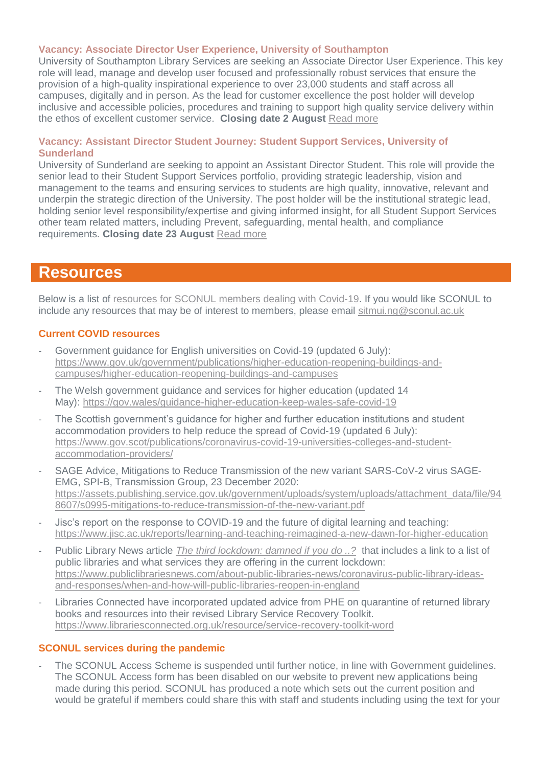#### Vacancy: Associate Director User Experience, University of Southampton

University of Southampton Library Services are seeking an Associate Director User Experience. This key role will lead, manage and develop user focused and professionally robust services that ensure the provision of a high-quality inspirational experience to over 23,000 students and staff across all campuses, digitally and in person. As the lead for customer excellence the post holder will develop inclusive and accessible policies, procedures and training to support high quality service delivery within the ethos of excellent customer service. **Closing date 2 August** Read more

#### Vacancy: Assistant Director Student Journey: Student Support Services, University of Sunderland

University of Sunderland are seeking to appoint an Assistant Director Student. This role will provide the senior lead to their Student Support Services portfolio, providing strategic leadership, vision and management to the teams and ensuring services to students are high quality, innovative, relevant and underpin the strategic direction of the University. The post holder will be the institutional strategic lead, holding senior level responsibility/expertise and giving informed insight, for all Student Support Services other team related matters, including Prevent, safeguarding, mental health, and compliance requirements. **Closing date 23 August** Read more

## Resources

Below is a list of resources for SCONUL members dealing with Covid-19. If you would like SCONUL to include any resources that may be of interest to members, please email sitmui.ng@sconul.ac.uk

#### Current COVID resources

- Government guidance for English universities on Covid-19 (updated 6 July): https://www.gov.uk/government/publications/higher-education-reopening-buildings-and-campuses/higher-education-reopening-buildings-and-campuses
- The Welsh government guidance and services for higher education (updated 14 May): https://gov.wales/guidance-higher-education-keep-wales-safe-covid-19
- The Scottish government's guidance for higher and further education institutions and student accommodation providers to help reduce the spread of Covid-19 (updated 6 July): https://www.gov.scot/publications/coronavirus-covid-19-universities-colleges-and-student-accommodation-providers/
- SAGE Advice, Mitigations to Reduce Transmission of the new variant SARS-CoV-2 virus SAGE-EMG, SPI-B, Transmission Group, 23 December 2020: https://assets.publishing.service.gov.uk/government/uploads/system/uploads/attachment_data/file/948607/s0995-mitigations-to-reduce-transmission-of-the-new-variant.pdf
- Jisc's report on the response to COVID-19 and the future of digital learning and teaching: https://www.jisc.ac.uk/reports/learning-and-teaching-reimagined-a-new-dawn-for-higher-education
- Public Library News article *The third lockdown: damned if you do ..?* that includes a link to a list of public libraries and what services they are offering in the current lockdown: https://www.publiclibrariesnews.com/about-public-libraries-news/coronavirus-public-library-ideas-and-responses/when-and-how-will-public-libraries-reopen-in-england
- Libraries Connected have incorporated updated advice from PHE on quarantine of returned library books and resources into their revised Library Service Recovery Toolkit. https://www.librariesconnected.org.uk/resource/service-recovery-toolkit-word

#### SCONUL services during the pandemic

- The SCONUL Access Scheme is suspended until further notice, in line with Government guidelines. The SCONUL Access form has been disabled on our website to prevent new applications being made during this period. SCONUL has produced a note which sets out the current position and would be grateful if members could share this with staff and students including using the text for your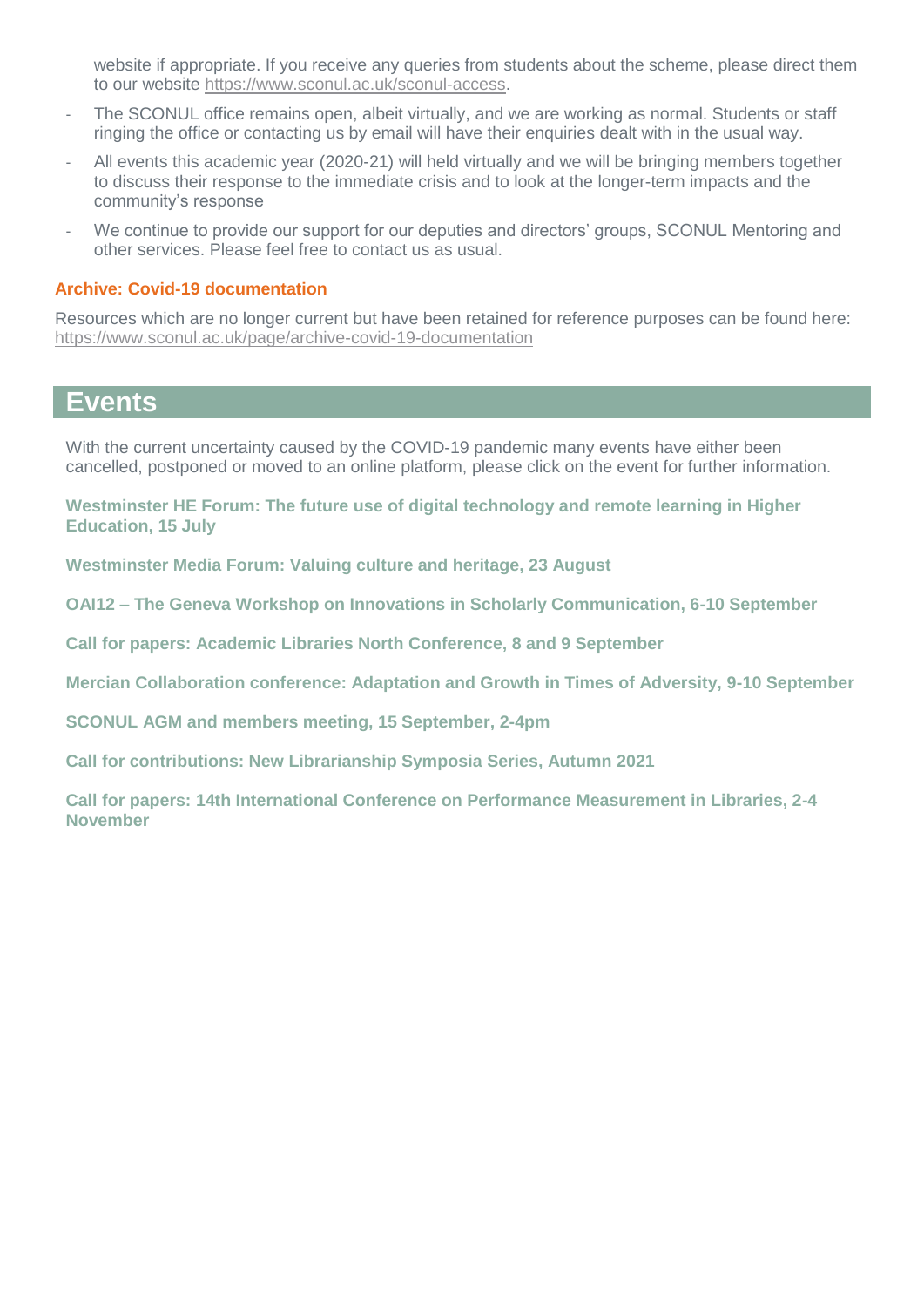website if appropriate. If you receive any queries from students about the scheme, please direct them to our website https://www.sconul.ac.uk/sconul-access.

- The SCONUL office remains open, albeit virtually, and we are working as normal. Students or staff ringing the office or contacting us by email will have their enquiries dealt with in the usual way.
- All events this academic year (2020-21) will held virtually and we will be bringing members together to discuss their response to the immediate crisis and to look at the longer-term impacts and the community's response
- We continue to provide our support for our deputies and directors' groups, SCONUL Mentoring and other services. Please feel free to contact us as usual.

### Archive: Covid-19 documentation

Resources which are no longer current but have been retained for reference purposes can be found here: https://www.sconul.ac.uk/page/archive-covid-19-documentation

## Events

With the current uncertainty caused by the COVID-19 pandemic many events have either been cancelled, postponed or moved to an online platform, please click on the event for further information.

**Westminster HE Forum: The future use of digital technology and remote learning in Higher Education, 15 July**

**Westminster Media Forum: Valuing culture and heritage, 23 August**

**OAI12 – The Geneva Workshop on Innovations in Scholarly Communication, 6-10 September**

**Call for papers: Academic Libraries North Conference, 8 and 9 September**

**Mercian Collaboration conference: Adaptation and Growth in Times of Adversity, 9-10 September**

**SCONUL AGM and members meeting, 15 September, 2-4pm**

**Call for contributions: New Librarianship Symposia Series, Autumn 2021**

**Call for papers: 14th International Conference on Performance Measurement in Libraries, 2-4 November**